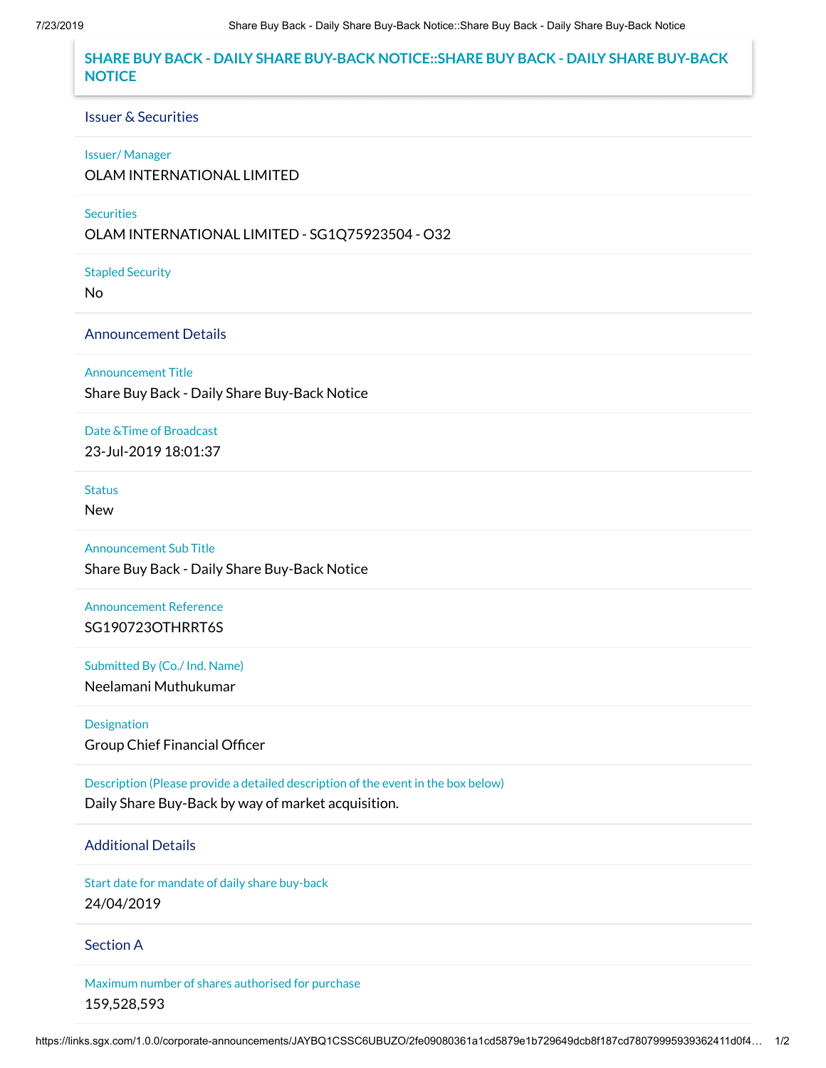# SHARE BUY BACK - DAILY SHARE BUY-BACK NOTICE::SHARE BUY BACK - DAILY SHARE BUY-BACK NOTICE

## Issuer & Securities

Issuer/ Manager

OLAM INTERNATIONAL LIMITED

Securities

OLAM INTERNATIONAL LIMITED - SG1Q75923504 - O32

Stapled Security

No

## Announcement Details

Announcement Title

Share Buy Back - Daily Share Buy-Back Notice

Date &Time of Broadcast

23-Jul-2019 18:01:37

Status

New

Announcement Sub Title

Share Buy Back - Daily Share Buy-Back Notice

Announcement Reference

SG190723OTHRRT6S

Submitted By (Co./ Ind. Name)

Neelamani Muthukumar

Designation

Group Chief Financial Officer

Description (Please provide a detailed description of the event in the box below)

Daily Share Buy-Back by way of market acquisition.

## Additional Details

Start date for mandate of daily share buy-back

24/04/2019

## Section A

Maximum number of shares authorised for purchase

159,528,593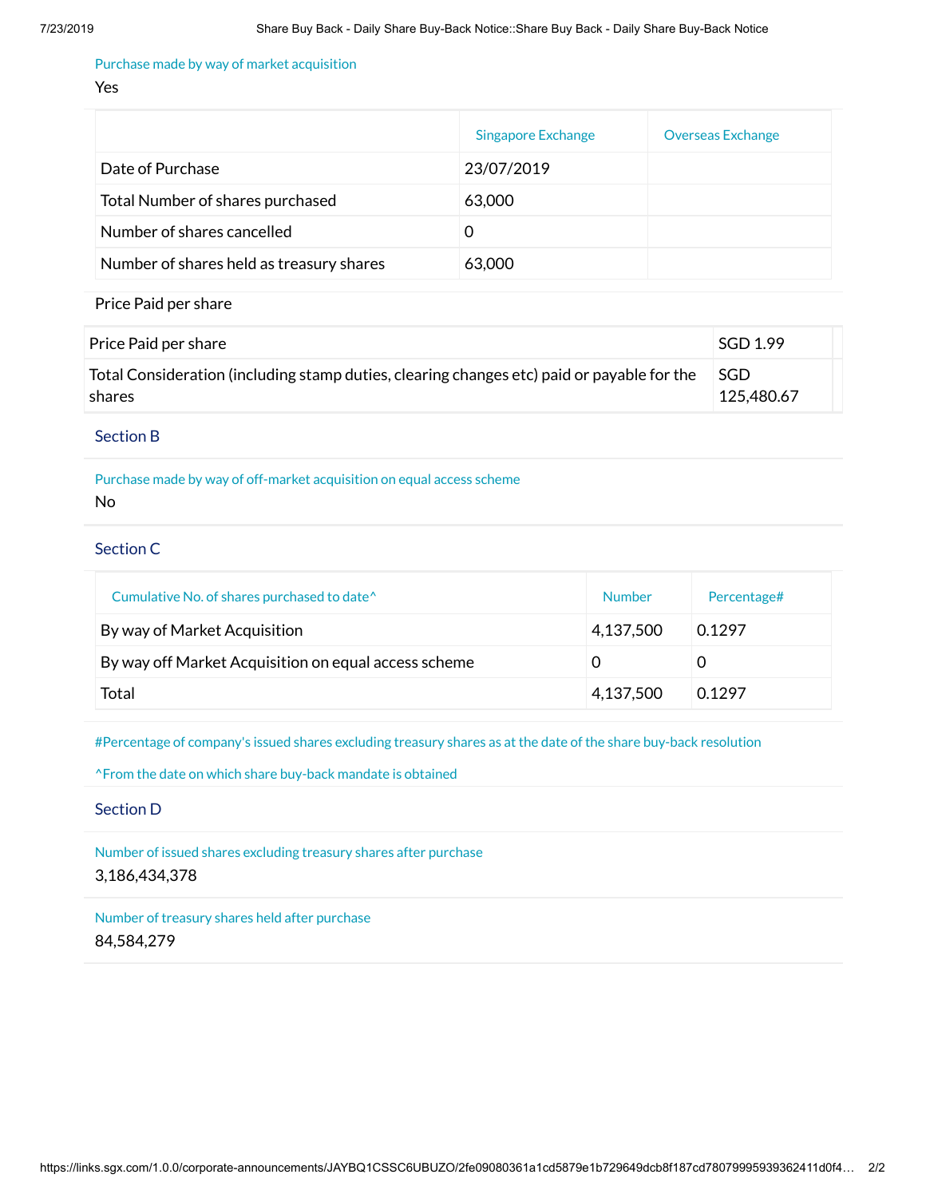Purchase made by way of market acquisition

Yes

| | Singapore Exchange | Overseas Exchange |
|---|---|---|
| Date of Purchase | 23/07/2019 | |
| Total Number of shares purchased | 63,000 | |
| Number of shares cancelled | 0 | |
| Number of shares held as treasury shares | 63,000 | |

Price Paid per share

| | |
|---|---|
| Price Paid per share | SGD 1.99 |
| Total Consideration (including stamp duties, clearing changes etc) paid or payable for the shares | SGD 125,480.67 |

## Section B

Purchase made by way of off-market acquisition on equal access scheme

No

## Section C

| Cumulative No. of shares purchased to date^ | Number | Percentage# |
|---|---|---|
| By way of Market Acquisition | 4,137,500 | 0.1297 |
| By way off Market Acquisition on equal access scheme | 0 | 0 |
| Total | 4,137,500 | 0.1297 |

#Percentage of company's issued shares excluding treasury shares as at the date of the share buy-back resolution

^From the date on which share buy-back mandate is obtained

## Section D

Number of issued shares excluding treasury shares after purchase

3,186,434,378

Number of treasury shares held after purchase

84,584,279